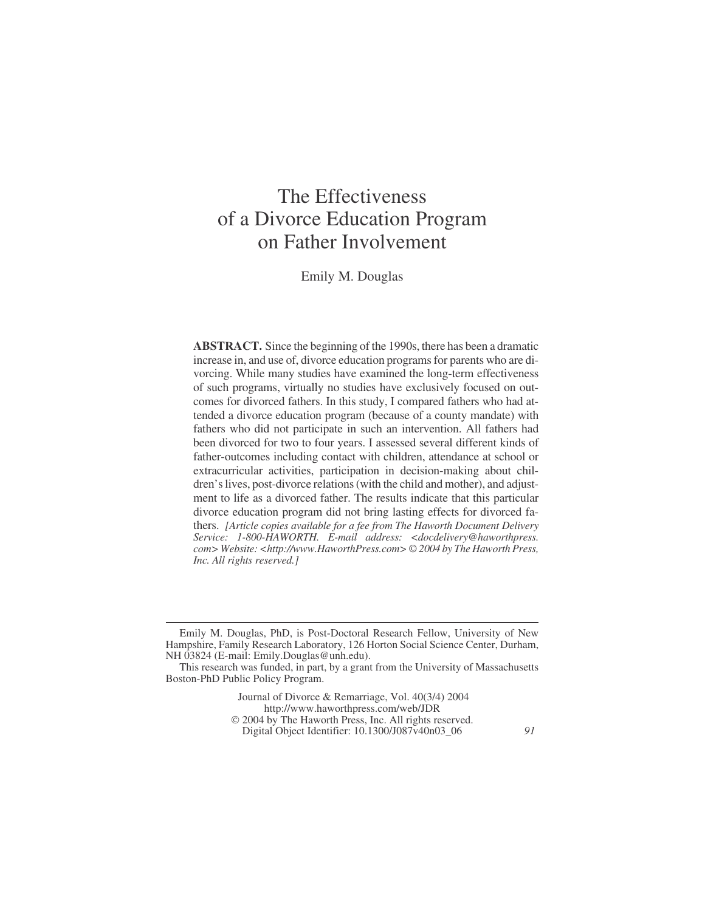# The Effectiveness of a Divorce Education Program on Father Involvement

Emily M. Douglas

**ABSTRACT.** Since the beginning of the 1990s, there has been a dramatic increase in, and use of, divorce education programs for parents who are divorcing. While many studies have examined the long-term effectiveness of such programs, virtually no studies have exclusively focused on outcomes for divorced fathers. In this study, I compared fathers who had attended a divorce education program (because of a county mandate) with fathers who did not participate in such an intervention. All fathers had been divorced for two to four years. I assessed several different kinds of father-outcomes including contact with children, attendance at school or extracurricular activities, participation in decision-making about children's lives, post-divorce relations (with the child and mother), and adjustment to life as a divorced father. The results indicate that this particular divorce education program did not bring lasting effects for divorced fathers. *[Article copies available for a fee from The Haworth Document Delivery Service: 1-800-HAWORTH. E-mail address: <docdelivery@haworthpress.com> Website: <http://www.HaworthPress.com> © 2004 by The Haworth Press, Inc. All rights reserved.]*

---

Emily M. Douglas, PhD, is Post-Doctoral Research Fellow, University of New Hampshire, Family Research Laboratory, 126 Horton Social Science Center, Durham, NH 03824 (E-mail: Emily.Douglas@unh.edu).

This research was funded, in part, by a grant from the University of Massachusetts Boston-PhD Public Policy Program.

Journal of Divorce & Remarriage, Vol. 40(3/4) 2004
http://www.haworthpress.com/web/JDR
© 2004 by The Haworth Press, Inc. All rights reserved.
Digital Object Identifier: 10.1300/J087v40n03_06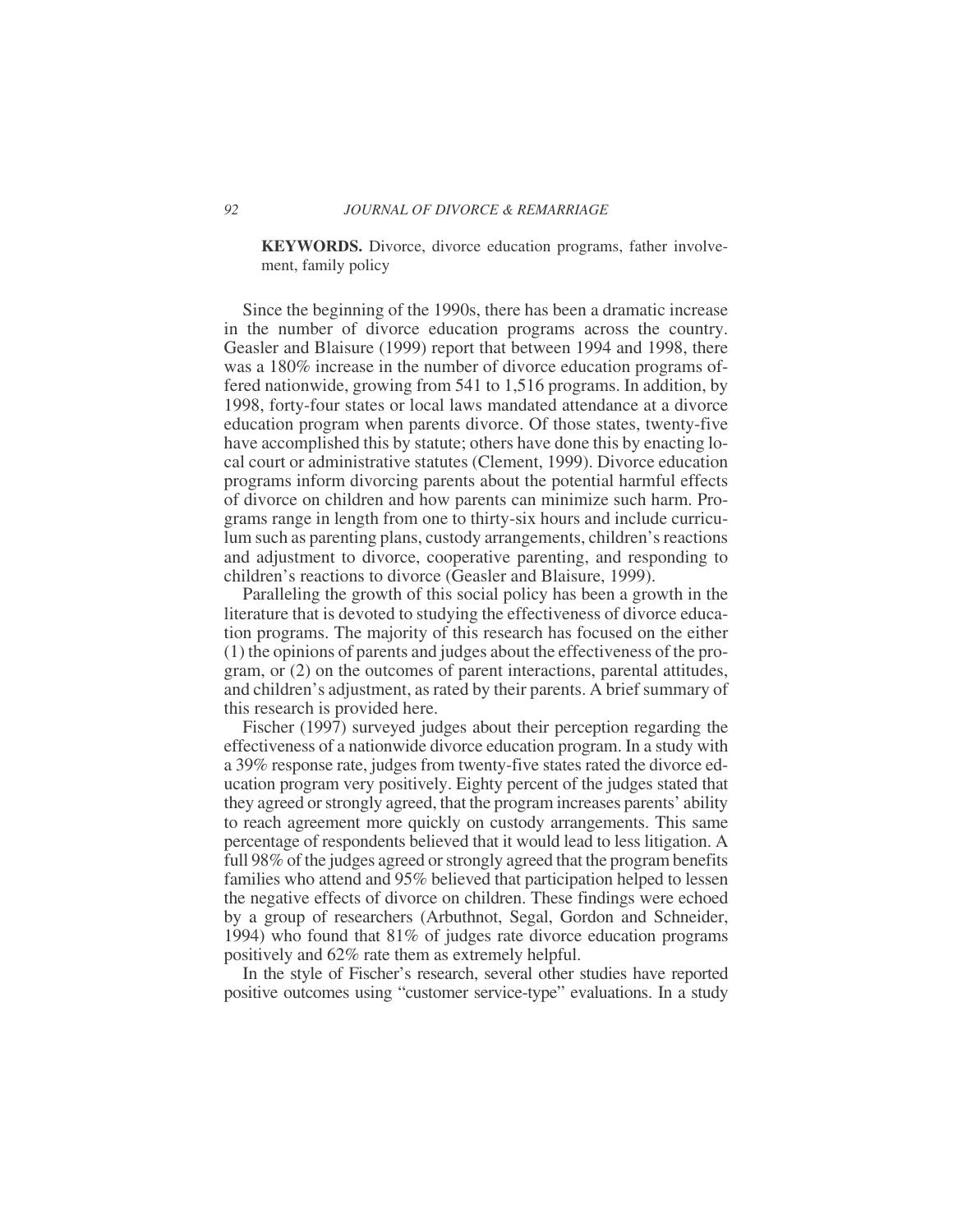**KEYWORDS.** Divorce, divorce education programs, father involvement, family policy

Since the beginning of the 1990s, there has been a dramatic increase in the number of divorce education programs across the country. Geasler and Blaisure (1999) report that between 1994 and 1998, there was a 180% increase in the number of divorce education programs offered nationwide, growing from 541 to 1,516 programs. In addition, by 1998, forty-four states or local laws mandated attendance at a divorce education program when parents divorce. Of those states, twenty-five have accomplished this by statute; others have done this by enacting local court or administrative statutes (Clement, 1999). Divorce education programs inform divorcing parents about the potential harmful effects of divorce on children and how parents can minimize such harm. Programs range in length from one to thirty-six hours and include curriculum such as parenting plans, custody arrangements, children's reactions and adjustment to divorce, cooperative parenting, and responding to children's reactions to divorce (Geasler and Blaisure, 1999).

Paralleling the growth of this social policy has been a growth in the literature that is devoted to studying the effectiveness of divorce education programs. The majority of this research has focused on the either (1) the opinions of parents and judges about the effectiveness of the program, or (2) on the outcomes of parent interactions, parental attitudes, and children's adjustment, as rated by their parents. A brief summary of this research is provided here.

Fischer (1997) surveyed judges about their perception regarding the effectiveness of a nationwide divorce education program. In a study with a 39% response rate, judges from twenty-five states rated the divorce education program very positively. Eighty percent of the judges stated that they agreed or strongly agreed, that the program increases parents' ability to reach agreement more quickly on custody arrangements. This same percentage of respondents believed that it would lead to less litigation. A full 98% of the judges agreed or strongly agreed that the program benefits families who attend and 95% believed that participation helped to lessen the negative effects of divorce on children. These findings were echoed by a group of researchers (Arbuthnot, Segal, Gordon and Schneider, 1994) who found that 81% of judges rate divorce education programs positively and 62% rate them as extremely helpful.

In the style of Fischer's research, several other studies have reported positive outcomes using "customer service-type" evaluations. In a study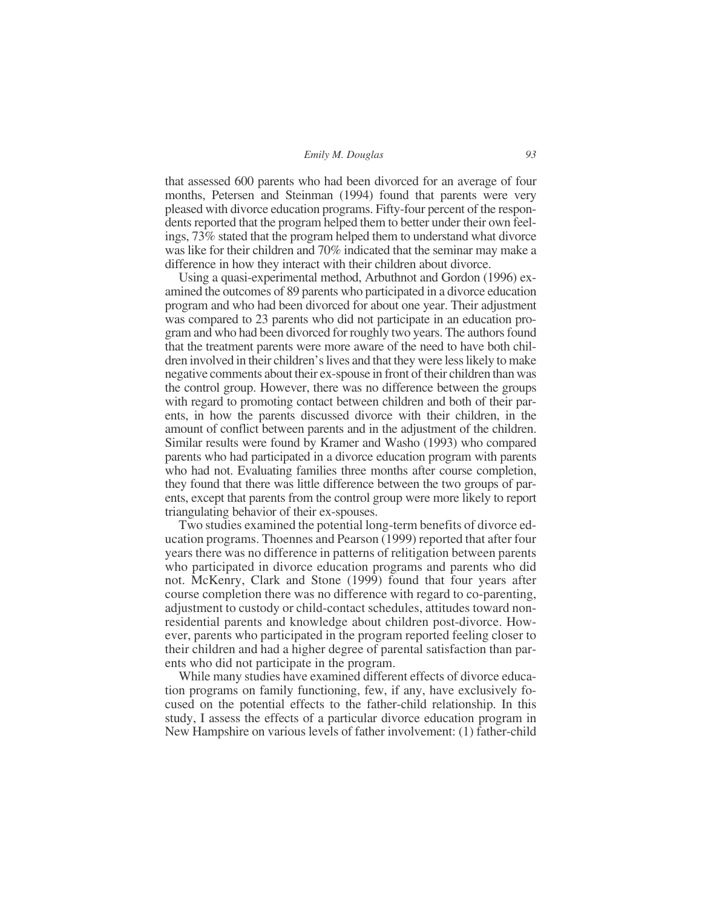that assessed 600 parents who had been divorced for an average of four months, Petersen and Steinman (1994) found that parents were very pleased with divorce education programs. Fifty-four percent of the respondents reported that the program helped them to better under their own feelings, 73% stated that the program helped them to understand what divorce was like for their children and 70% indicated that the seminar may make a difference in how they interact with their children about divorce.

Using a quasi-experimental method, Arbuthnot and Gordon (1996) examined the outcomes of 89 parents who participated in a divorce education program and who had been divorced for about one year. Their adjustment was compared to 23 parents who did not participate in an education program and who had been divorced for roughly two years. The authors found that the treatment parents were more aware of the need to have both children involved in their children's lives and that they were less likely to make negative comments about their ex-spouse in front of their children than was the control group. However, there was no difference between the groups with regard to promoting contact between children and both of their parents, in how the parents discussed divorce with their children, in the amount of conflict between parents and in the adjustment of the children. Similar results were found by Kramer and Washo (1993) who compared parents who had participated in a divorce education program with parents who had not. Evaluating families three months after course completion, they found that there was little difference between the two groups of parents, except that parents from the control group were more likely to report triangulating behavior of their ex-spouses.

Two studies examined the potential long-term benefits of divorce education programs. Thoennes and Pearson (1999) reported that after four years there was no difference in patterns of relitigation between parents who participated in divorce education programs and parents who did not. McKenry, Clark and Stone (1999) found that four years after course completion there was no difference with regard to co-parenting, adjustment to custody or child-contact schedules, attitudes toward non-residential parents and knowledge about children post-divorce. However, parents who participated in the program reported feeling closer to their children and had a higher degree of parental satisfaction than parents who did not participate in the program.

While many studies have examined different effects of divorce education programs on family functioning, few, if any, have exclusively focused on the potential effects to the father-child relationship. In this study, I assess the effects of a particular divorce education program in New Hampshire on various levels of father involvement: (1) father-child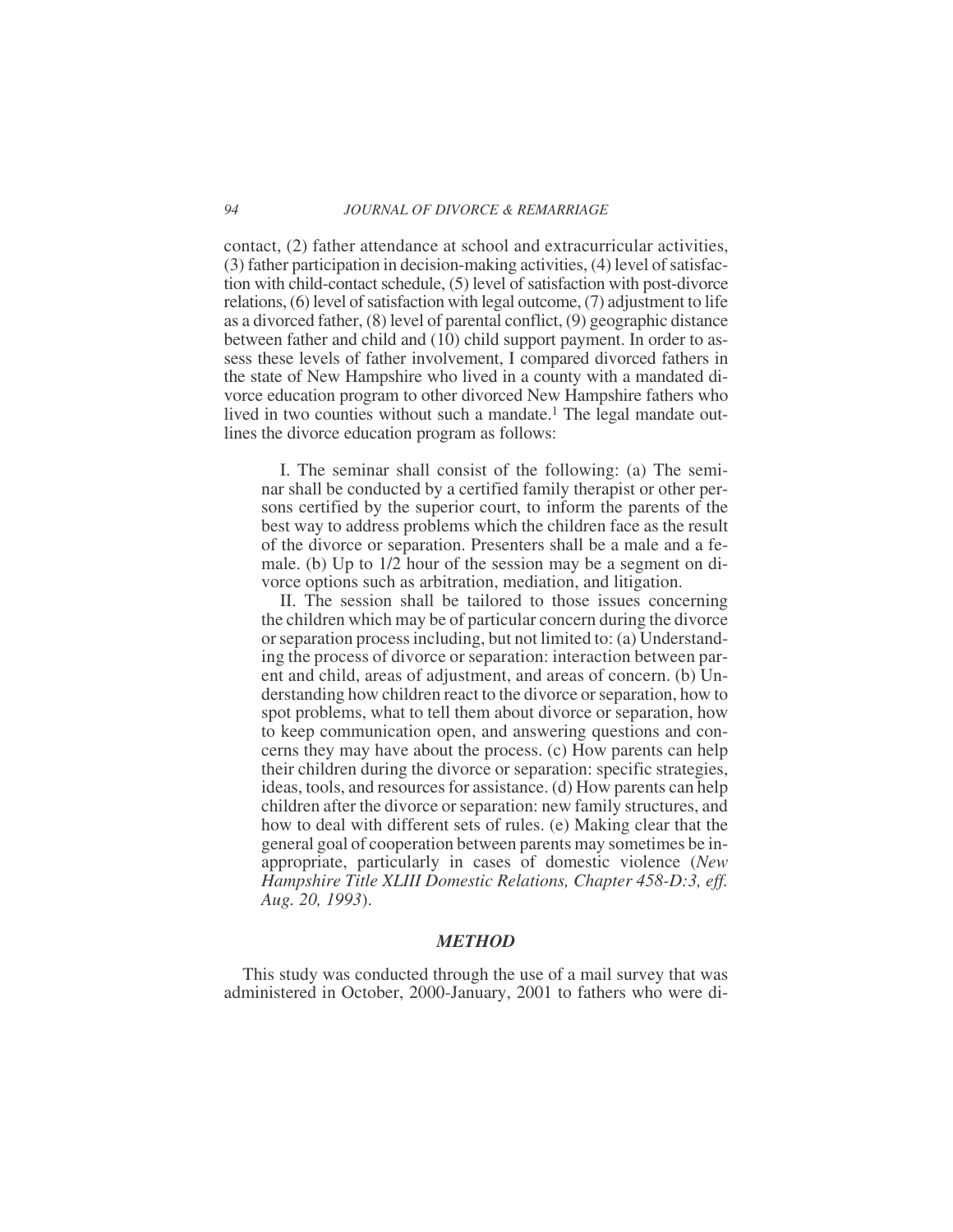contact, (2) father attendance at school and extracurricular activities, (3) father participation in decision-making activities, (4) level of satisfaction with child-contact schedule, (5) level of satisfaction with post-divorce relations, (6) level of satisfaction with legal outcome, (7) adjustment to life as a divorced father, (8) level of parental conflict, (9) geographic distance between father and child and (10) child support payment. In order to assess these levels of father involvement, I compared divorced fathers in the state of New Hampshire who lived in a county with a mandated divorce education program to other divorced New Hampshire fathers who lived in two counties without such a mandate.[1] The legal mandate outlines the divorce education program as follows:

> I. The seminar shall consist of the following: (a) The seminar shall be conducted by a certified family therapist or other persons certified by the superior court, to inform the parents of the best way to address problems which the children face as the result of the divorce or separation. Presenters shall be a male and a female. (b) Up to 1/2 hour of the session may be a segment on divorce options such as arbitration, mediation, and litigation.
>
> II. The session shall be tailored to those issues concerning the children which may be of particular concern during the divorce or separation process including, but not limited to: (a) Understanding the process of divorce or separation: interaction between parent and child, areas of adjustment, and areas of concern. (b) Understanding how children react to the divorce or separation, how to spot problems, what to tell them about divorce or separation, how to keep communication open, and answering questions and concerns they may have about the process. (c) How parents can help their children during the divorce or separation: specific strategies, ideas, tools, and resources for assistance. (d) How parents can help children after the divorce or separation: new family structures, and how to deal with different sets of rules. (e) Making clear that the general goal of cooperation between parents may sometimes be inappropriate, particularly in cases of domestic violence (*New Hampshire Title XLIII Domestic Relations, Chapter 458-D:3, eff. Aug. 20, 1993*).

## *METHOD*

This study was conducted through the use of a mail survey that was administered in October, 2000-January, 2001 to fathers who were di-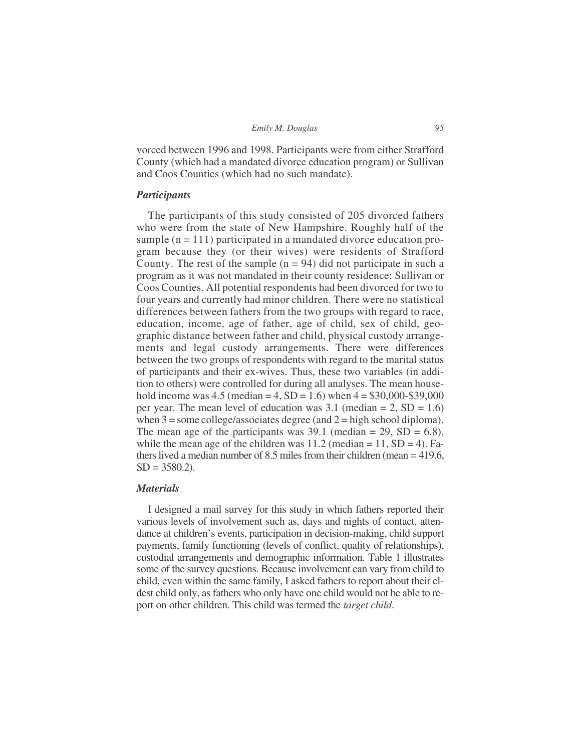vorced between 1996 and 1998. Participants were from either Strafford County (which had a mandated divorce education program) or Sullivan and Coos Counties (which had no such mandate).

### *Participants*

The participants of this study consisted of 205 divorced fathers who were from the state of New Hampshire. Roughly half of the sample ($n = 111$) participated in a mandated divorce education program because they (or their wives) were residents of Strafford County. The rest of the sample ($n = 94$) did not participate in such a program as it was not mandated in their county residence: Sullivan or Coos Counties. All potential respondents had been divorced for two to four years and currently had minor children. There were no statistical differences between fathers from the two groups with regard to race, education, income, age of father, age of child, sex of child, geographic distance between father and child, physical custody arrangements and legal custody arrangements. There were differences between the two groups of respondents with regard to the marital status of participants and their ex-wives. Thus, these two variables (in addition to others) were controlled for during all analyses. The mean household income was 4.5 (median = 4, $SD = 1.6$) when 4 = $30,000-$39,000 per year. The mean level of education was 3.1 (median = 2, $SD = 1.6$) when 3 = some college/associates degree (and 2 = high school diploma). The mean age of the participants was 39.1 (median = 29, $SD = 6.8$), while the mean age of the children was 11.2 (median = 11, $SD = 4$). Fathers lived a median number of 8.5 miles from their children (mean = 419.6, $SD = 3580.2$).

### *Materials*

I designed a mail survey for this study in which fathers reported their various levels of involvement such as, days and nights of contact, attendance at children's events, participation in decision-making, child support payments, family functioning (levels of conflict, quality of relationships), custodial arrangements and demographic information. Table 1 illustrates some of the survey questions. Because involvement can vary from child to child, even within the same family, I asked fathers to report about their eldest child only, as fathers who only have one child would not be able to report on other children. This child was termed the *target child*.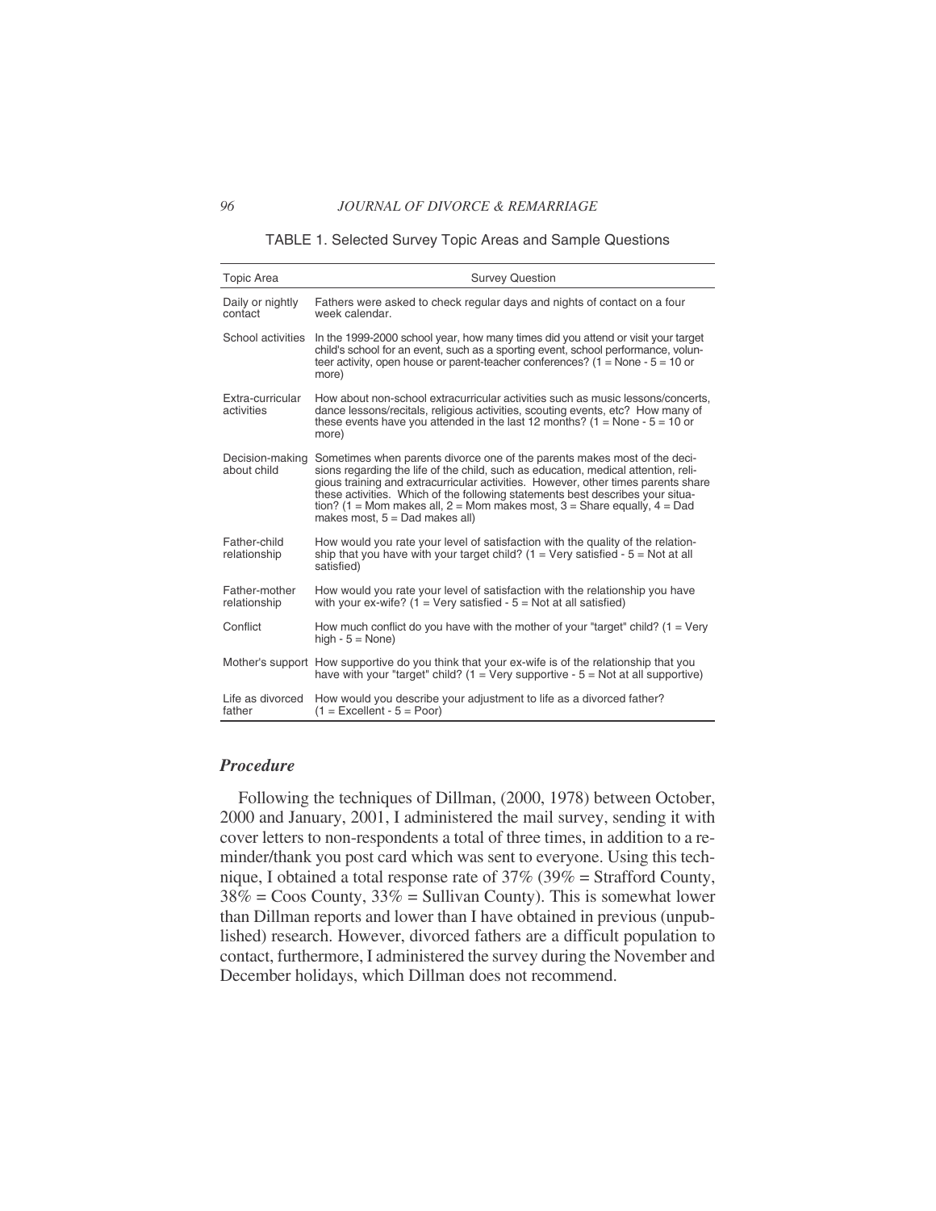TABLE 1. Selected Survey Topic Areas and Sample Questions

| Topic Area | Survey Question |
|---|---|
| Daily or nightly contact | Fathers were asked to check regular days and nights of contact on a four week calendar. |
| School activities | In the 1999-2000 school year, how many times did you attend or visit your target child's school for an event, such as a sporting event, school performance, volunteer activity, open house or parent-teacher conferences? (1 = None - 5 = 10 or more) |
| Extra-curricular activities | How about non-school extracurricular activities such as music lessons/concerts, dance lessons/recitals, religious activities, scouting events, etc? How many of these events have you attended in the last 12 months? (1 = None - 5 = 10 or more) |
| Decision-making about child | Sometimes when parents divorce one of the parents makes most of the decisions regarding the life of the child, such as education, medical attention, religious training and extracurricular activities. However, other times parents share these activities. Which of the following statements best describes your situation? (1 = Mom makes all, 2 = Mom makes most, 3 = Share equally, 4 = Dad makes most, 5 = Dad makes all) |
| Father-child relationship | How would you rate your level of satisfaction with the quality of the relationship that you have with your target child? (1 = Very satisfied - 5 = Not at all satisfied) |
| Father-mother relationship | How would you rate your level of satisfaction with the relationship you have with your ex-wife? (1 = Very satisfied - 5 = Not at all satisfied) |
| Conflict | How much conflict do you have with the mother of your "target" child? (1 = Very high - 5 = None) |
| Mother's support | How supportive do you think that your ex-wife is of the relationship that you have with your "target" child? (1 = Very supportive - 5 = Not at all supportive) |
| Life as divorced father | How would you describe your adjustment to life as a divorced father? (1 = Excellent - 5 = Poor) |

### *Procedure*

Following the techniques of Dillman, (2000, 1978) between October, 2000 and January, 2001, I administered the mail survey, sending it with cover letters to non-respondents a total of three times, in addition to a reminder/thank you post card which was sent to everyone. Using this technique, I obtained a total response rate of 37% (39% = Strafford County, 38% = Coos County, 33% = Sullivan County). This is somewhat lower than Dillman reports and lower than I have obtained in previous (unpublished) research. However, divorced fathers are a difficult population to contact, furthermore, I administered the survey during the November and December holidays, which Dillman does not recommend.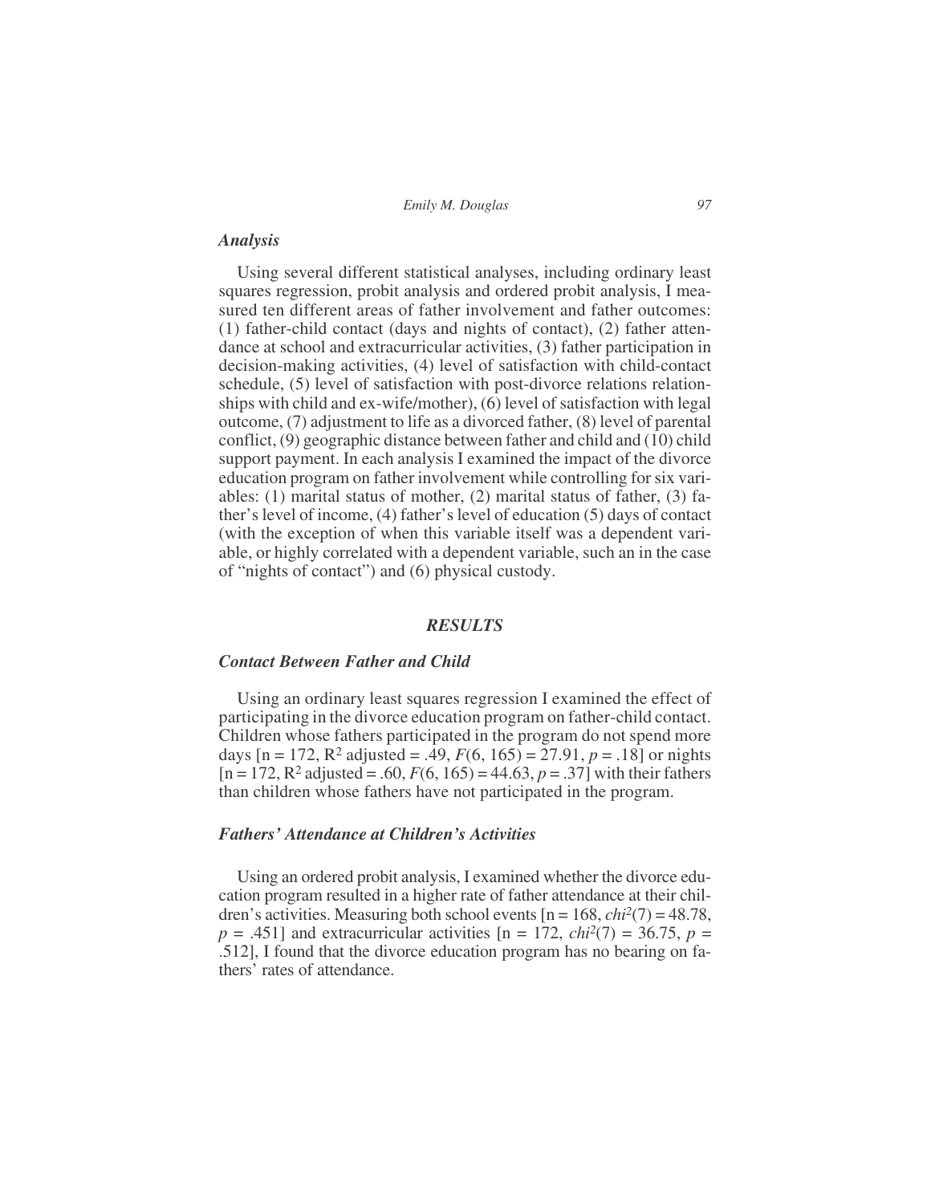### *Analysis*

Using several different statistical analyses, including ordinary least squares regression, probit analysis and ordered probit analysis, I measured ten different areas of father involvement and father outcomes: (1) father-child contact (days and nights of contact), (2) father attendance at school and extracurricular activities, (3) father participation in decision-making activities, (4) level of satisfaction with child-contact schedule, (5) level of satisfaction with post-divorce relations relationships with child and ex-wife/mother), (6) level of satisfaction with legal outcome, (7) adjustment to life as a divorced father, (8) level of parental conflict, (9) geographic distance between father and child and (10) child support payment. In each analysis I examined the impact of the divorce education program on father involvement while controlling for six variables: (1) marital status of mother, (2) marital status of father, (3) father's level of income, (4) father's level of education (5) days of contact (with the exception of when this variable itself was a dependent variable, or highly correlated with a dependent variable, such an in the case of "nights of contact") and (6) physical custody.

## *RESULTS*

### *Contact Between Father and Child*

Using an ordinary least squares regression I examined the effect of participating in the divorce education program on father-child contact. Children whose fathers participated in the program do not spend more days [n = 172, $R^2$ adjusted = .49, $F(6, 165) = 27.91$, $p = .18$] or nights [n = 172, $R^2$ adjusted = .60, $F(6, 165) = 44.63$, $p = .37$] with their fathers than children whose fathers have not participated in the program.

### *Fathers' Attendance at Children's Activities*

Using an ordered probit analysis, I examined whether the divorce education program resulted in a higher rate of father attendance at their children's activities. Measuring both school events [n = 168, $chi^2(7) = 48.78$, $p = .451$] and extracurricular activities [n = 172, $chi^2(7) = 36.75$, $p = .512$], I found that the divorce education program has no bearing on fathers' rates of attendance.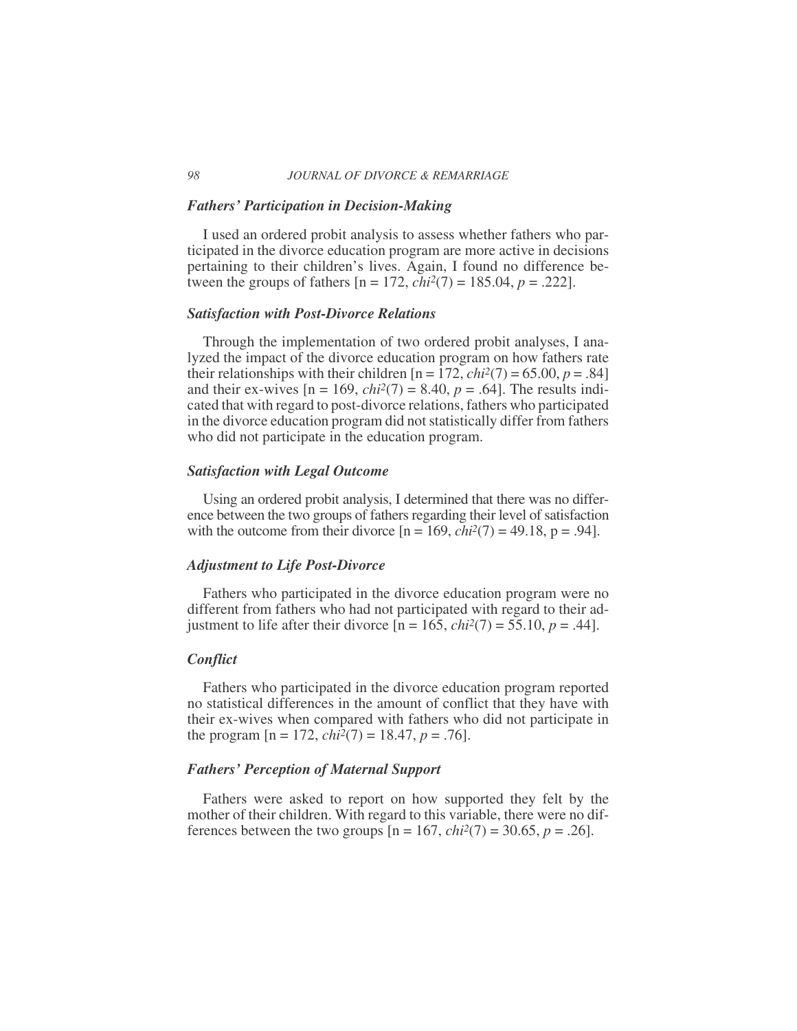### *Fathers' Participation in Decision-Making*

I used an ordered probit analysis to assess whether fathers who participated in the divorce education program are more active in decisions pertaining to their children's lives. Again, I found no difference between the groups of fathers [n = 172, $chi^2(7) = 185.04$, $p = .222$].

### *Satisfaction with Post-Divorce Relations*

Through the implementation of two ordered probit analyses, I analyzed the impact of the divorce education program on how fathers rate their relationships with their children [n = 172, $chi^2(7) = 65.00$, $p = .84$] and their ex-wives [n = 169, $chi^2(7) = 8.40$, $p = .64$]. The results indicated that with regard to post-divorce relations, fathers who participated in the divorce education program did not statistically differ from fathers who did not participate in the education program.

### *Satisfaction with Legal Outcome*

Using an ordered probit analysis, I determined that there was no difference between the two groups of fathers regarding their level of satisfaction with the outcome from their divorce [n = 169, $chi^2(7) = 49.18$, p = .94].

### *Adjustment to Life Post-Divorce*

Fathers who participated in the divorce education program were no different from fathers who had not participated with regard to their adjustment to life after their divorce [n = 165, $chi^2(7) = 55.10$, $p = .44$].

### *Conflict*

Fathers who participated in the divorce education program reported no statistical differences in the amount of conflict that they have with their ex-wives when compared with fathers who did not participate in the program [n = 172, $chi^2(7) = 18.47$, $p = .76$].

### *Fathers' Perception of Maternal Support*

Fathers were asked to report on how supported they felt by the mother of their children. With regard to this variable, there were no differences between the two groups [n = 167, $chi^2(7) = 30.65$, $p = .26$].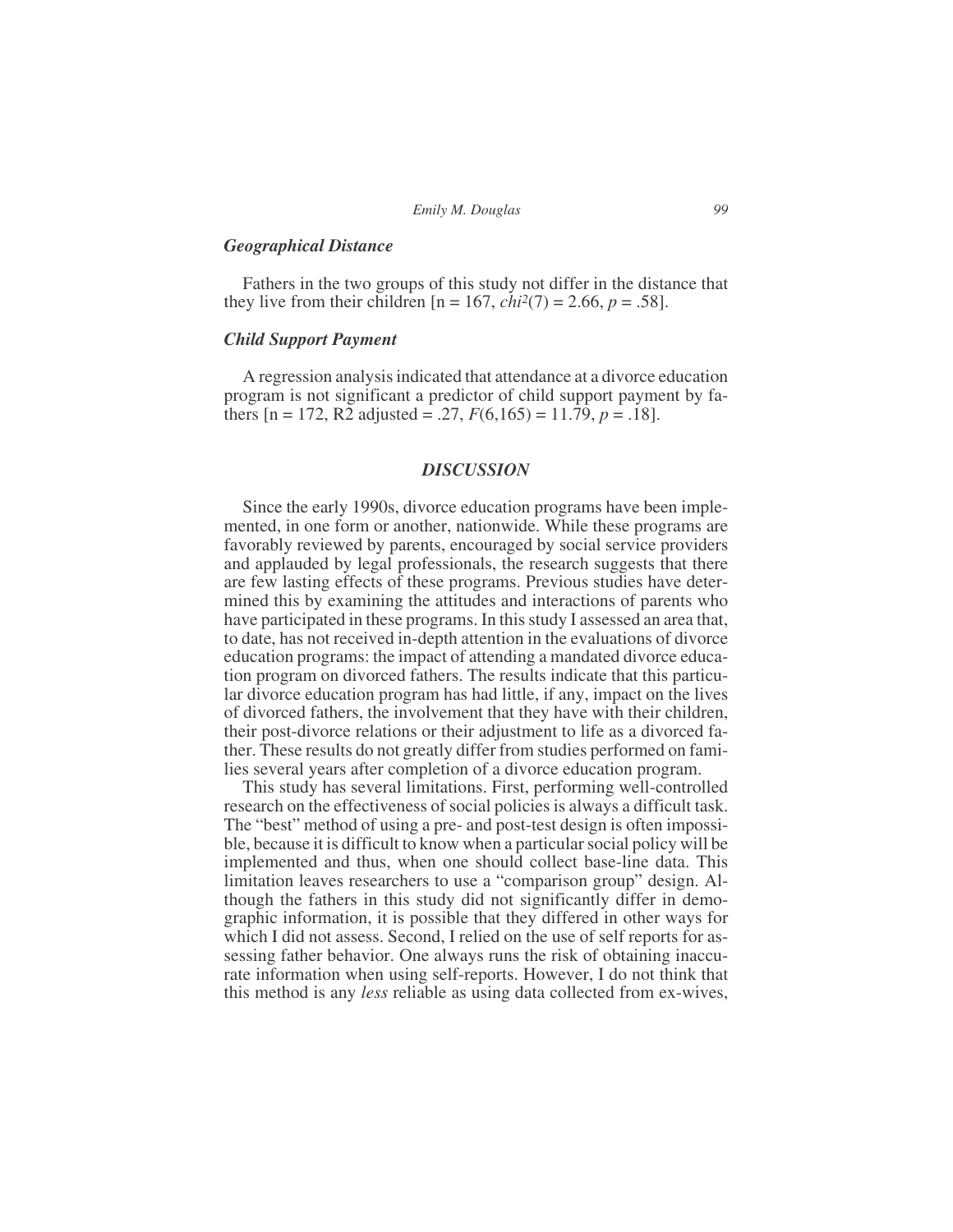### *Geographical Distance*

Fathers in the two groups of this study not differ in the distance that they live from their children [n = 167, $chi^2(7) = 2.66$, $p = .58$].

### *Child Support Payment*

A regression analysis indicated that attendance at a divorce education program is not significant a predictor of child support payment by fathers [n = 172, R2 adjusted = .27, $F(6,165) = 11.79$, $p = .18$].

## *DISCUSSION*

Since the early 1990s, divorce education programs have been implemented, in one form or another, nationwide. While these programs are favorably reviewed by parents, encouraged by social service providers and applauded by legal professionals, the research suggests that there are few lasting effects of these programs. Previous studies have determined this by examining the attitudes and interactions of parents who have participated in these programs. In this study I assessed an area that, to date, has not received in-depth attention in the evaluations of divorce education programs: the impact of attending a mandated divorce education program on divorced fathers. The results indicate that this particular divorce education program has had little, if any, impact on the lives of divorced fathers, the involvement that they have with their children, their post-divorce relations or their adjustment to life as a divorced father. These results do not greatly differ from studies performed on families several years after completion of a divorce education program.

This study has several limitations. First, performing well-controlled research on the effectiveness of social policies is always a difficult task. The "best" method of using a pre- and post-test design is often impossible, because it is difficult to know when a particular social policy will be implemented and thus, when one should collect base-line data. This limitation leaves researchers to use a "comparison group" design. Although the fathers in this study did not significantly differ in demographic information, it is possible that they differed in other ways for which I did not assess. Second, I relied on the use of self reports for assessing father behavior. One always runs the risk of obtaining inaccurate information when using self-reports. However, I do not think that this method is any *less* reliable as using data collected from ex-wives,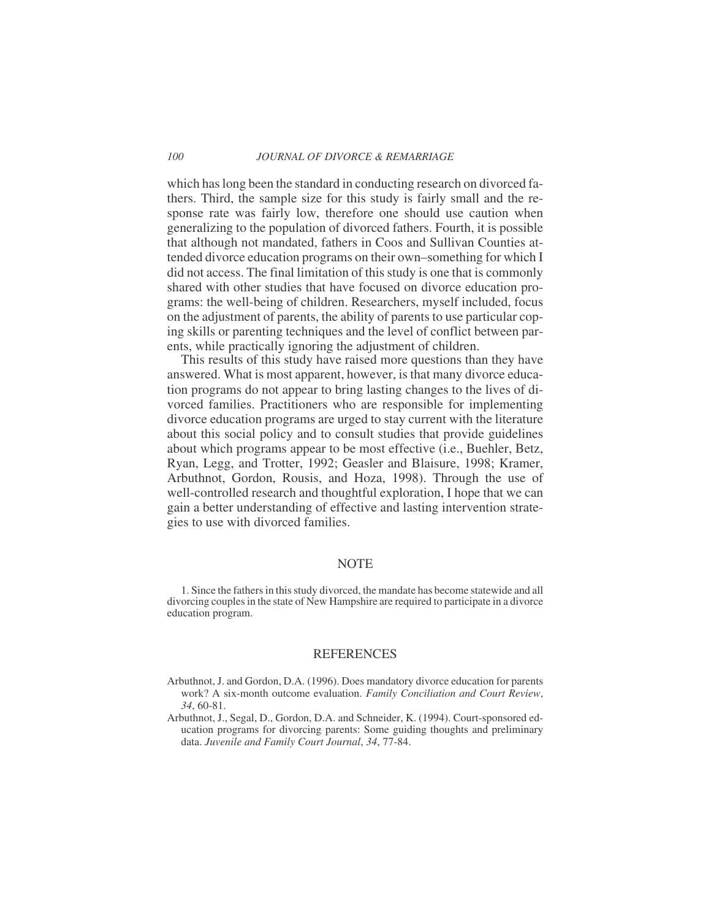which has long been the standard in conducting research on divorced fathers. Third, the sample size for this study is fairly small and the response rate was fairly low, therefore one should use caution when generalizing to the population of divorced fathers. Fourth, it is possible that although not mandated, fathers in Coos and Sullivan Counties attended divorce education programs on their own–something for which I did not access. The final limitation of this study is one that is commonly shared with other studies that have focused on divorce education programs: the well-being of children. Researchers, myself included, focus on the adjustment of parents, the ability of parents to use particular coping skills or parenting techniques and the level of conflict between parents, while practically ignoring the adjustment of children.

This results of this study have raised more questions than they have answered. What is most apparent, however, is that many divorce education programs do not appear to bring lasting changes to the lives of divorced families. Practitioners who are responsible for implementing divorce education programs are urged to stay current with the literature about this social policy and to consult studies that provide guidelines about which programs appear to be most effective (i.e., Buehler, Betz, Ryan, Legg, and Trotter, 1992; Geasler and Blaisure, 1998; Kramer, Arbuthnot, Gordon, Rousis, and Hoza, 1998). Through the use of well-controlled research and thoughtful exploration, I hope that we can gain a better understanding of effective and lasting intervention strategies to use with divorced families.

## NOTE

1. Since the fathers in this study divorced, the mandate has become statewide and all divorcing couples in the state of New Hampshire are required to participate in a divorce education program.

## REFERENCES

Arbuthnot, J. and Gordon, D.A. (1996). Does mandatory divorce education for parents work? A six-month outcome evaluation. *Family Conciliation and Court Review*, *34*, 60-81.

Arbuthnot, J., Segal, D., Gordon, D.A. and Schneider, K. (1994). Court-sponsored education programs for divorcing parents: Some guiding thoughts and preliminary data. *Juvenile and Family Court Journal*, *34*, 77-84.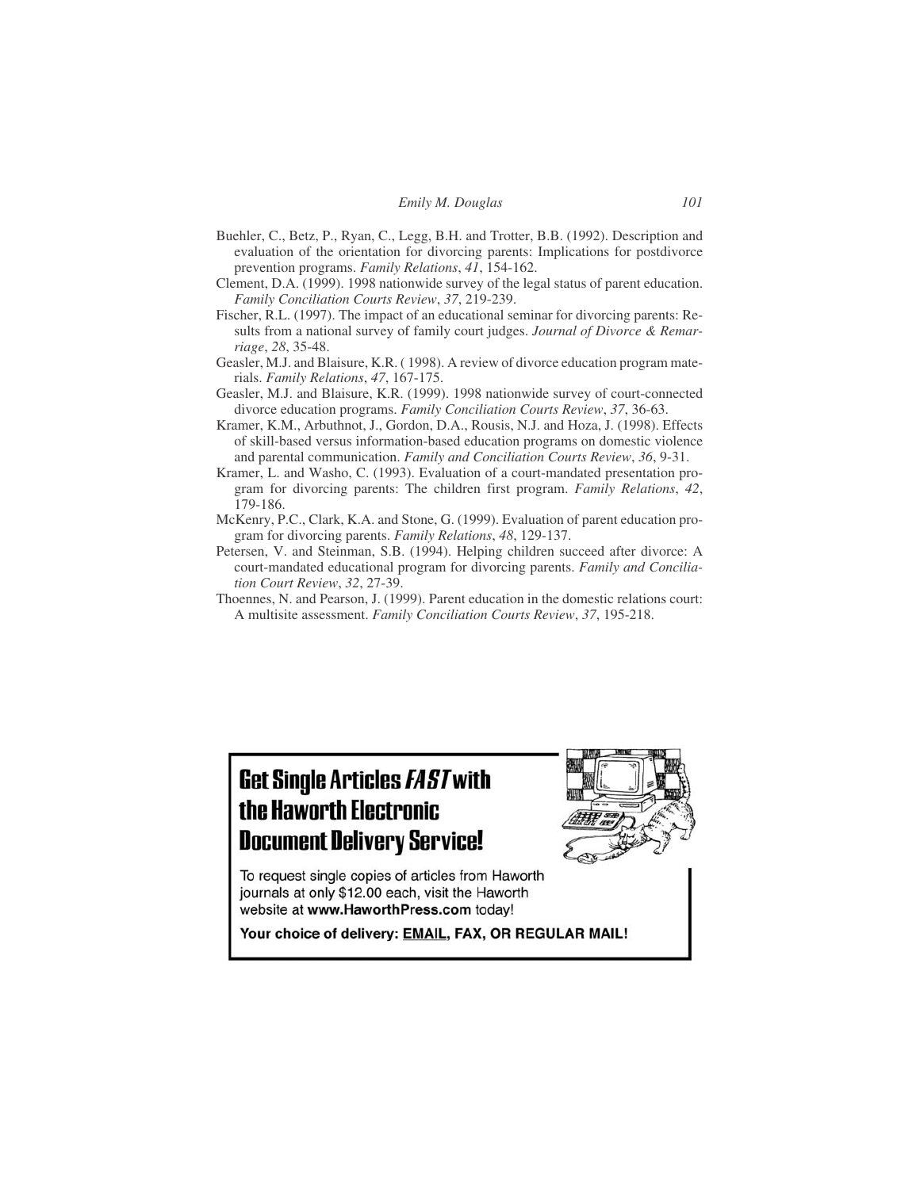Buehler, C., Betz, P., Ryan, C., Legg, B.H. and Trotter, B.B. (1992). Description and evaluation of the orientation for divorcing parents: Implications for postdivorce prevention programs. *Family Relations*, *41*, 154-162.

Clement, D.A. (1999). 1998 nationwide survey of the legal status of parent education. *Family Conciliation Courts Review*, *37*, 219-239.

Fischer, R.L. (1997). The impact of an educational seminar for divorcing parents: Results from a national survey of family court judges. *Journal of Divorce & Remarriage*, *28*, 35-48.

Geasler, M.J. and Blaisure, K.R. ( 1998). A review of divorce education program materials. *Family Relations*, *47*, 167-175.

Geasler, M.J. and Blaisure, K.R. (1999). 1998 nationwide survey of court-connected divorce education programs. *Family Conciliation Courts Review*, *37*, 36-63.

Kramer, K.M., Arbuthnot, J., Gordon, D.A., Rousis, N.J. and Hoza, J. (1998). Effects of skill-based versus information-based education programs on domestic violence and parental communication. *Family and Conciliation Courts Review*, *36*, 9-31.

Kramer, L. and Washo, C. (1993). Evaluation of a court-mandated presentation program for divorcing parents: The children first program. *Family Relations*, *42*, 179-186.

McKenry, P.C., Clark, K.A. and Stone, G. (1999). Evaluation of parent education program for divorcing parents. *Family Relations*, *48*, 129-137.

Petersen, V. and Steinman, S.B. (1994). Helping children succeed after divorce: A court-mandated educational program for divorcing parents. *Family and Conciliation Court Review*, *32*, 27-39.

Thoennes, N. and Pearson, J. (1999). Parent education in the domestic relations court: A multisite assessment. *Family Conciliation Courts Review*, *37*, 195-218.

**Get Single Articles *FAST* with the Haworth Electronic Document Delivery Service!**

To request single copies of articles from Haworth journals at only $12.00 each, visit the Haworth website at **www.HaworthPress.com** today!

**Your choice of delivery: EMAIL, FAX, OR REGULAR MAIL!**